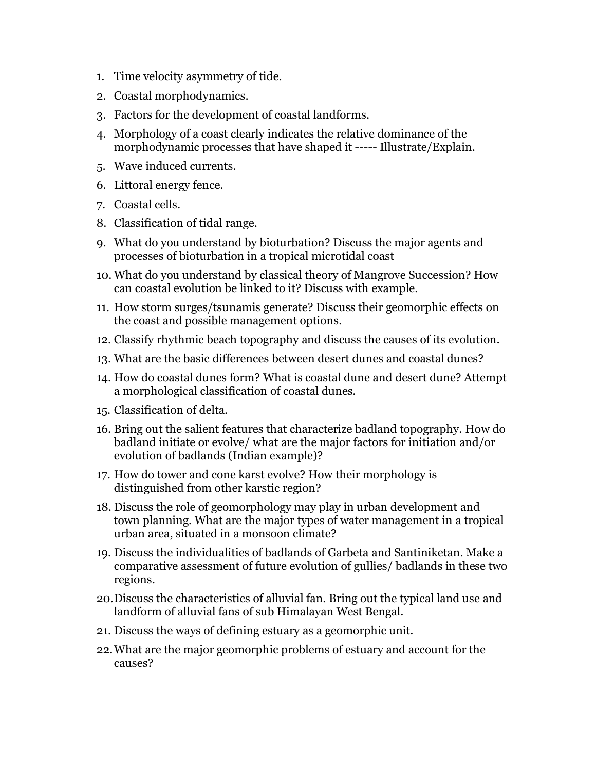1. Time velocity asymmetry of tide.
2. Coastal morphodynamics.
3. Factors for the development of coastal landforms.
4. Morphology of a coast clearly indicates the relative dominance of the morphodynamic processes that have shaped it ----- Illustrate/Explain.
5. Wave induced currents.
6. Littoral energy fence.
7. Coastal cells.
8. Classification of tidal range.
9. What do you understand by bioturbation? Discuss the major agents and processes of bioturbation in a tropical microtidal coast
10. What do you understand by classical theory of Mangrove Succession? How can coastal evolution be linked to it? Discuss with example.
11. How storm surges/tsunamis generate? Discuss their geomorphic effects on the coast and possible management options.
12. Classify rhythmic beach topography and discuss the causes of its evolution.
13. What are the basic differences between desert dunes and coastal dunes?
14. How do coastal dunes form? What is coastal dune and desert dune? Attempt a morphological classification of coastal dunes.
15. Classification of delta.
16. Bring out the salient features that characterize badland topography. How do badland initiate or evolve/ what are the major factors for initiation and/or evolution of badlands (Indian example)?
17. How do tower and cone karst evolve? How their morphology is distinguished from other karstic region?
18. Discuss the role of geomorphology may play in urban development and town planning. What are the major types of water management in a tropical urban area, situated in a monsoon climate?
19. Discuss the individualities of badlands of Garbeta and Santiniketan. Make a comparative assessment of future evolution of gullies/ badlands in these two regions.
20. Discuss the characteristics of alluvial fan. Bring out the typical land use and landform of alluvial fans of sub Himalayan West Bengal.
21. Discuss the ways of defining estuary as a geomorphic unit.
22. What are the major geomorphic problems of estuary and account for the causes?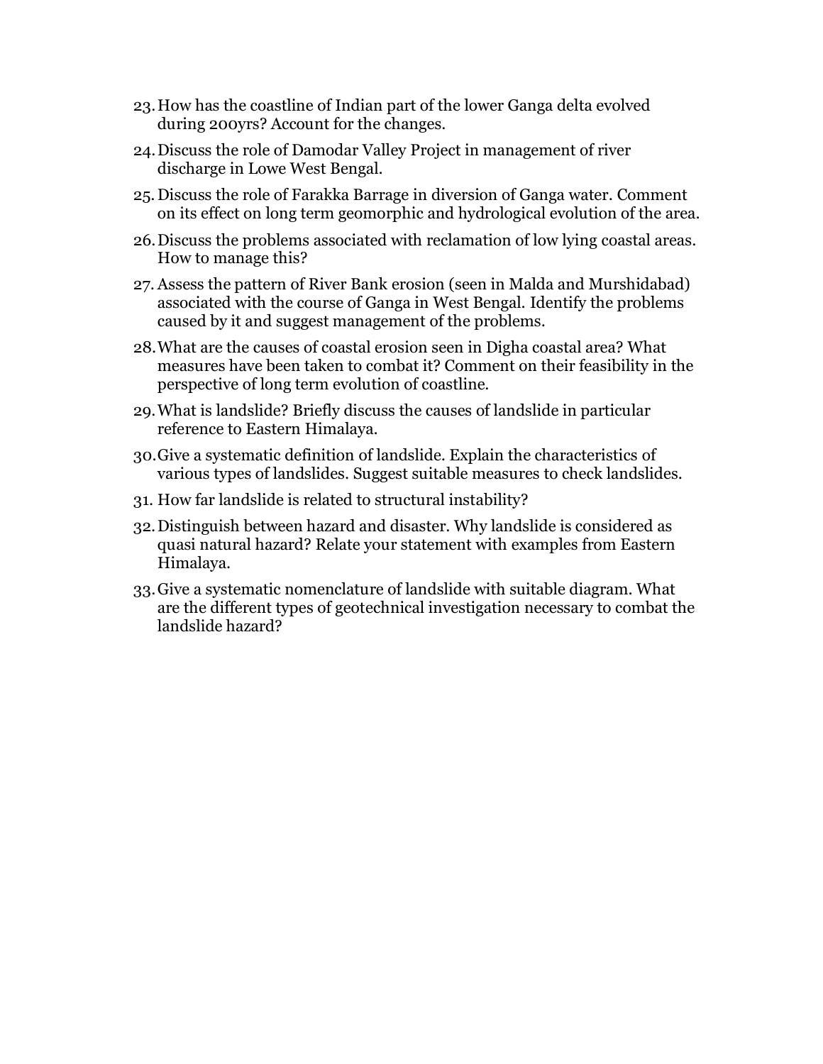23. How has the coastline of Indian part of the lower Ganga delta evolved during 200yrs? Account for the changes.
24. Discuss the role of Damodar Valley Project in management of river discharge in Lowe West Bengal.
25. Discuss the role of Farakka Barrage in diversion of Ganga water. Comment on its effect on long term geomorphic and hydrological evolution of the area.
26. Discuss the problems associated with reclamation of low lying coastal areas. How to manage this?
27. Assess the pattern of River Bank erosion (seen in Malda and Murshidabad) associated with the course of Ganga in West Bengal. Identify the problems caused by it and suggest management of the problems.
28. What are the causes of coastal erosion seen in Digha coastal area? What measures have been taken to combat it? Comment on their feasibility in the perspective of long term evolution of coastline.
29. What is landslide? Briefly discuss the causes of landslide in particular reference to Eastern Himalaya.
30. Give a systematic definition of landslide. Explain the characteristics of various types of landslides. Suggest suitable measures to check landslides.
31. How far landslide is related to structural instability?
32. Distinguish between hazard and disaster. Why landslide is considered as quasi natural hazard? Relate your statement with examples from Eastern Himalaya.
33. Give a systematic nomenclature of landslide with suitable diagram. What are the different types of geotechnical investigation necessary to combat the landslide hazard?